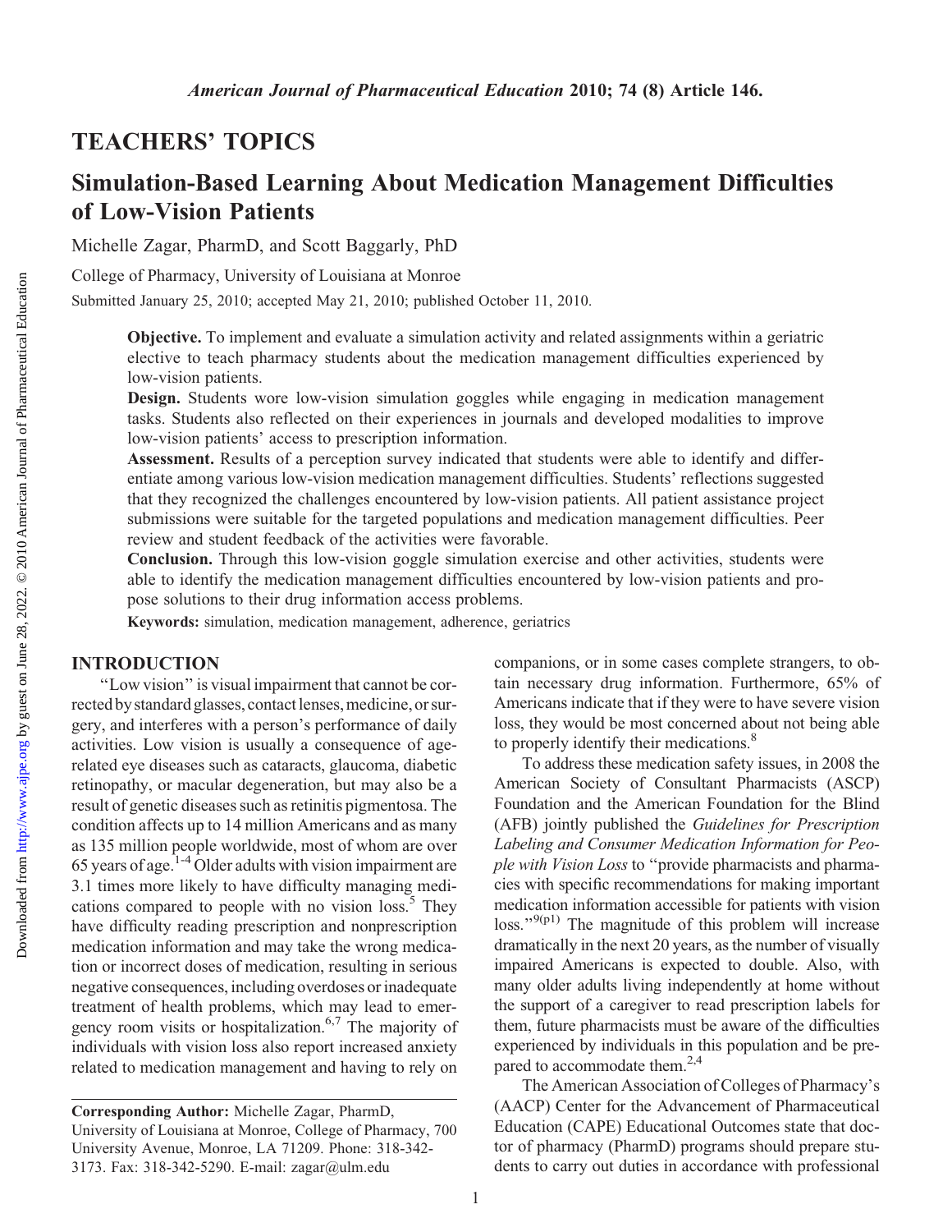# TEACHERS' TOPICS

## Simulation-Based Learning About Medication Management Difficulties of Low-Vision Patients

Michelle Zagar, PharmD, and Scott Baggarly, PhD

College of Pharmacy, University of Louisiana at Monroe

Submitted January 25, 2010; accepted May 21, 2010; published October 11, 2010.

**Objective.** To implement and evaluate a simulation activity and related assignments within a geriatric elective to teach pharmacy students about the medication management difficulties experienced by low-vision patients.

**Design.** Students wore low-vision simulation goggles while engaging in medication management tasks. Students also reflected on their experiences in journals and developed modalities to improve low-vision patients' access to prescription information.

**Assessment.** Results of a perception survey indicated that students were able to identify and differentiate among various low-vision medication management difficulties. Students' reflections suggested that they recognized the challenges encountered by low-vision patients. All patient assistance project submissions were suitable for the targeted populations and medication management difficulties. Peer review and student feedback of the activities were favorable.

**Conclusion.** Through this low-vision goggle simulation exercise and other activities, students were able to identify the medication management difficulties encountered by low-vision patients and propose solutions to their drug information access problems.

**Keywords:** simulation, medication management, adherence, geriatrics

## INTRODUCTION

"Low vision" is visual impairment that cannot be corrected by standard glasses, contact lenses, medicine, or surgery, and interferes with a person's performance of daily activities. Low vision is usually a consequence of age-related eye diseases such as cataracts, glaucoma, diabetic retinopathy, or macular degeneration, but may also be a result of genetic diseases such as retinitis pigmentosa. The condition affects up to 14 million Americans and as many as 135 million people worldwide, most of whom are over 65 years of age.[1-4] Older adults with vision impairment are 3.1 times more likely to have difficulty managing medications compared to people with no vision loss.[5] They have difficulty reading prescription and nonprescription medication information and may take the wrong medication or incorrect doses of medication, resulting in serious negative consequences, including overdoses or inadequate treatment of health problems, which may lead to emergency room visits or hospitalization.[6,7] The majority of individuals with vision loss also report increased anxiety related to medication management and having to rely on companions, or in some cases complete strangers, to obtain necessary drug information. Furthermore, 65% of Americans indicate that if they were to have severe vision loss, they would be most concerned about not being able to properly identify their medications.[8]

To address these medication safety issues, in 2008 the American Society of Consultant Pharmacists (ASCP) Foundation and the American Foundation for the Blind (AFB) jointly published the *Guidelines for Prescription Labeling and Consumer Medication Information for People with Vision Loss* to "provide pharmacists and pharmacies with specific recommendations for making important medication information accessible for patients with vision loss."[9(p1)] The magnitude of this problem will increase dramatically in the next 20 years, as the number of visually impaired Americans is expected to double. Also, with many older adults living independently at home without the support of a caregiver to read prescription labels for them, future pharmacists must be aware of the difficulties experienced by individuals in this population and be prepared to accommodate them.[2,4]

The American Association of Colleges of Pharmacy's (AACP) Center for the Advancement of Pharmaceutical Education (CAPE) Educational Outcomes state that doctor of pharmacy (PharmD) programs should prepare students to carry out duties in accordance with professional

**Corresponding Author:** Michelle Zagar, PharmD, University of Louisiana at Monroe, College of Pharmacy, 700 University Avenue, Monroe, LA 71209. Phone: 318-342-3173. Fax: 318-342-5290. E-mail: zagar@ulm.edu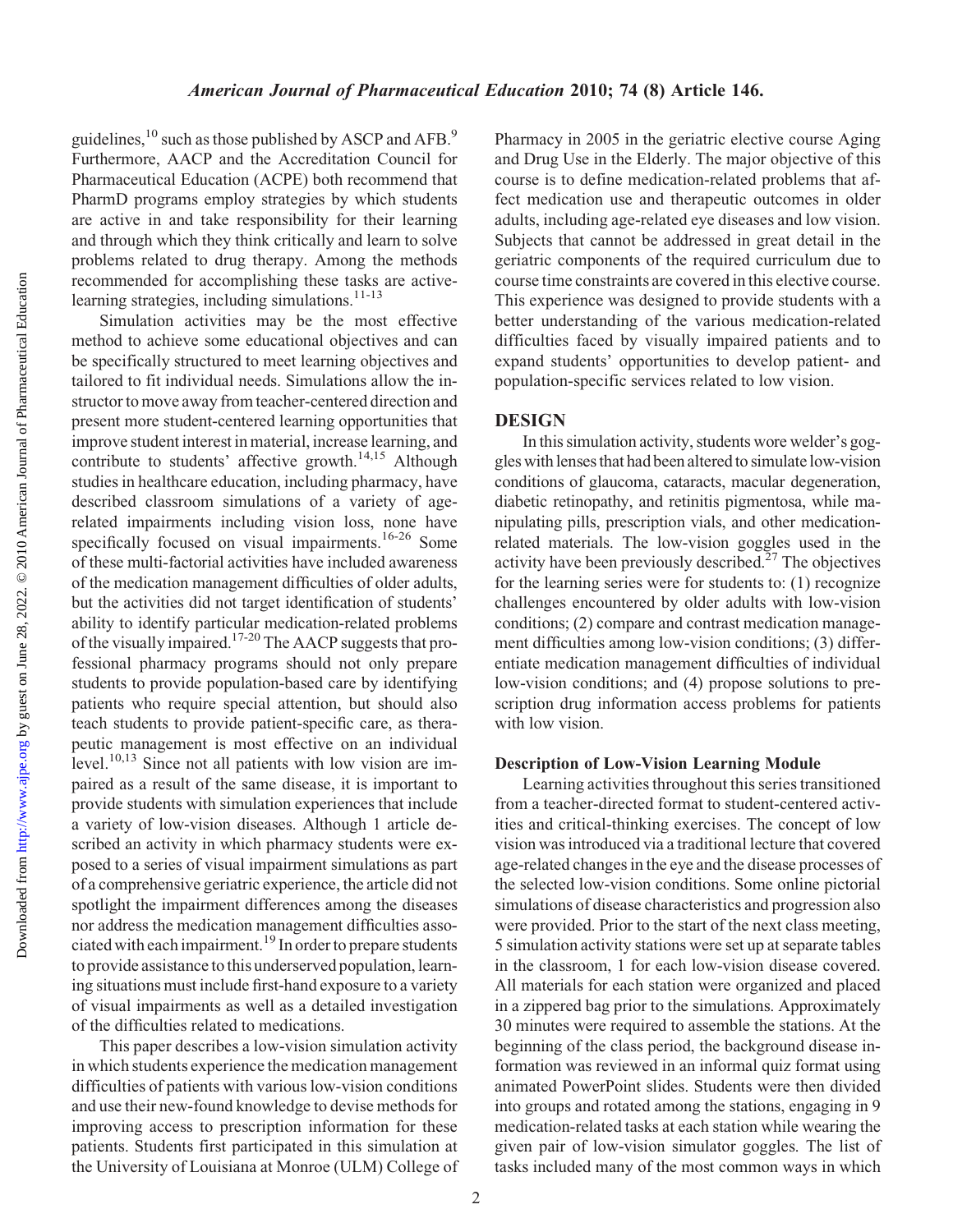guidelines,[10] such as those published by ASCP and AFB.[9] Furthermore, AACP and the Accreditation Council for Pharmaceutical Education (ACPE) both recommend that PharmD programs employ strategies by which students are active in and take responsibility for their learning and through which they think critically and learn to solve problems related to drug therapy. Among the methods recommended for accomplishing these tasks are active-learning strategies, including simulations.[11-13]

Simulation activities may be the most effective method to achieve some educational objectives and can be specifically structured to meet learning objectives and tailored to fit individual needs. Simulations allow the instructor to move away from teacher-centered direction and present more student-centered learning opportunities that improve student interest in material, increase learning, and contribute to students' affective growth.[14,15] Although studies in healthcare education, including pharmacy, have described classroom simulations of a variety of age-related impairments including vision loss, none have specifically focused on visual impairments.[16-26] Some of these multi-factorial activities have included awareness of the medication management difficulties of older adults, but the activities did not target identification of students' ability to identify particular medication-related problems of the visually impaired.[17-20] The AACP suggests that professional pharmacy programs should not only prepare students to provide population-based care by identifying patients who require special attention, but should also teach students to provide patient-specific care, as therapeutic management is most effective on an individual level.[10,13] Since not all patients with low vision are impaired as a result of the same disease, it is important to provide students with simulation experiences that include a variety of low-vision diseases. Although 1 article described an activity in which pharmacy students were exposed to a series of visual impairment simulations as part of a comprehensive geriatric experience, the article did not spotlight the impairment differences among the diseases nor address the medication management difficulties associated with each impairment.[19] In order to prepare students to provide assistance to this underserved population, learning situations must include first-hand exposure to a variety of visual impairments as well as a detailed investigation of the difficulties related to medications.

This paper describes a low-vision simulation activity in which students experience the medication management difficulties of patients with various low-vision conditions and use their new-found knowledge to devise methods for improving access to prescription information for these patients. Students first participated in this simulation at the University of Louisiana at Monroe (ULM) College of Pharmacy in 2005 in the geriatric elective course Aging and Drug Use in the Elderly. The major objective of this course is to define medication-related problems that affect medication use and therapeutic outcomes in older adults, including age-related eye diseases and low vision. Subjects that cannot be addressed in great detail in the geriatric components of the required curriculum due to course time constraints are covered in this elective course. This experience was designed to provide students with a better understanding of the various medication-related difficulties faced by visually impaired patients and to expand students' opportunities to develop patient- and population-specific services related to low vision.

## DESIGN

In this simulation activity, students wore welder's goggles with lenses that had been altered to simulate low-vision conditions of glaucoma, cataracts, macular degeneration, diabetic retinopathy, and retinitis pigmentosa, while manipulating pills, prescription vials, and other medication-related materials. The low-vision goggles used in the activity have been previously described.[27] The objectives for the learning series were for students to: (1) recognize challenges encountered by older adults with low-vision conditions; (2) compare and contrast medication management difficulties among low-vision conditions; (3) differentiate medication management difficulties of individual low-vision conditions; and (4) propose solutions to prescription drug information access problems for patients with low vision.

### Description of Low-Vision Learning Module

Learning activities throughout this series transitioned from a teacher-directed format to student-centered activities and critical-thinking exercises. The concept of low vision was introduced via a traditional lecture that covered age-related changes in the eye and the disease processes of the selected low-vision conditions. Some online pictorial simulations of disease characteristics and progression also were provided. Prior to the start of the next class meeting, 5 simulation activity stations were set up at separate tables in the classroom, 1 for each low-vision disease covered. All materials for each station were organized and placed in a zippered bag prior to the simulations. Approximately 30 minutes were required to assemble the stations. At the beginning of the class period, the background disease information was reviewed in an informal quiz format using animated PowerPoint slides. Students were then divided into groups and rotated among the stations, engaging in 9 medication-related tasks at each station while wearing the given pair of low-vision simulator goggles. The list of tasks included many of the most common ways in which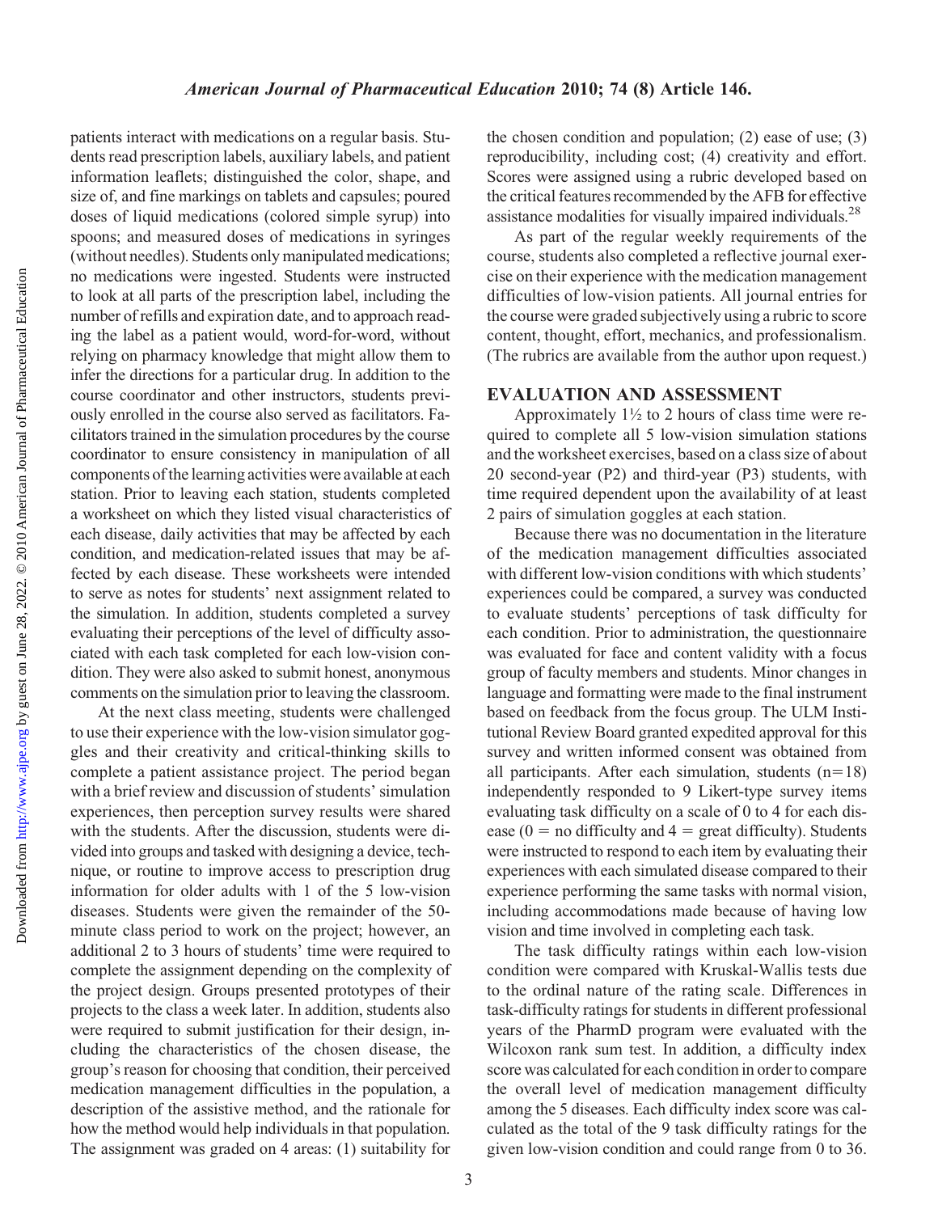patients interact with medications on a regular basis. Students read prescription labels, auxiliary labels, and patient information leaflets; distinguished the color, shape, and size of, and fine markings on tablets and capsules; poured doses of liquid medications (colored simple syrup) into spoons; and measured doses of medications in syringes (without needles). Students only manipulated medications; no medications were ingested. Students were instructed to look at all parts of the prescription label, including the number of refills and expiration date, and to approach reading the label as a patient would, word-for-word, without relying on pharmacy knowledge that might allow them to infer the directions for a particular drug. In addition to the course coordinator and other instructors, students previously enrolled in the course also served as facilitators. Facilitators trained in the simulation procedures by the course coordinator to ensure consistency in manipulation of all components of the learning activities were available at each station. Prior to leaving each station, students completed a worksheet on which they listed visual characteristics of each disease, daily activities that may be affected by each condition, and medication-related issues that may be affected by each disease. These worksheets were intended to serve as notes for students' next assignment related to the simulation. In addition, students completed a survey evaluating their perceptions of the level of difficulty associated with each task completed for each low-vision condition. They were also asked to submit honest, anonymous comments on the simulation prior to leaving the classroom.

At the next class meeting, students were challenged to use their experience with the low-vision simulator goggles and their creativity and critical-thinking skills to complete a patient assistance project. The period began with a brief review and discussion of students' simulation experiences, then perception survey results were shared with the students. After the discussion, students were divided into groups and tasked with designing a device, technique, or routine to improve access to prescription drug information for older adults with 1 of the 5 low-vision diseases. Students were given the remainder of the 50-minute class period to work on the project; however, an additional 2 to 3 hours of students' time were required to complete the assignment depending on the complexity of the project design. Groups presented prototypes of their projects to the class a week later. In addition, students also were required to submit justification for their design, including the characteristics of the chosen disease, the group's reason for choosing that condition, their perceived medication management difficulties in the population, a description of the assistive method, and the rationale for how the method would help individuals in that population. The assignment was graded on 4 areas: (1) suitability for the chosen condition and population; (2) ease of use; (3) reproducibility, including cost; (4) creativity and effort. Scores were assigned using a rubric developed based on the critical features recommended by the AFB for effective assistance modalities for visually impaired individuals.[28]

As part of the regular weekly requirements of the course, students also completed a reflective journal exercise on their experience with the medication management difficulties of low-vision patients. All journal entries for the course were graded subjectively using a rubric to score content, thought, effort, mechanics, and professionalism. (The rubrics are available from the author upon request.)

## EVALUATION AND ASSESSMENT

Approximately 1½ to 2 hours of class time were required to complete all 5 low-vision simulation stations and the worksheet exercises, based on a class size of about 20 second-year (P2) and third-year (P3) students, with time required dependent upon the availability of at least 2 pairs of simulation goggles at each station.

Because there was no documentation in the literature of the medication management difficulties associated with different low-vision conditions with which students' experiences could be compared, a survey was conducted to evaluate students' perceptions of task difficulty for each condition. Prior to administration, the questionnaire was evaluated for face and content validity with a focus group of faculty members and students. Minor changes in language and formatting were made to the final instrument based on feedback from the focus group. The ULM Institutional Review Board granted expedited approval for this survey and written informed consent was obtained from all participants. After each simulation, students ($n=18$) independently responded to 9 Likert-type survey items evaluating task difficulty on a scale of 0 to 4 for each disease ($0$ = no difficulty and $4$ = great difficulty). Students were instructed to respond to each item by evaluating their experiences with each simulated disease compared to their experience performing the same tasks with normal vision, including accommodations made because of having low vision and time involved in completing each task.

The task difficulty ratings within each low-vision condition were compared with Kruskal-Wallis tests due to the ordinal nature of the rating scale. Differences in task-difficulty ratings for students in different professional years of the PharmD program were evaluated with the Wilcoxon rank sum test. In addition, a difficulty index score was calculated for each condition in order to compare the overall level of medication management difficulty among the 5 diseases. Each difficulty index score was calculated as the total of the 9 task difficulty ratings for the given low-vision condition and could range from 0 to 36.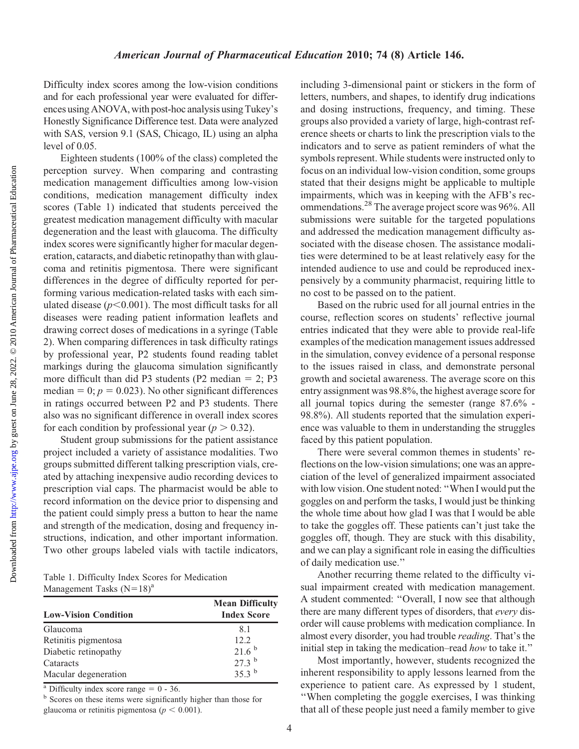Difficulty index scores among the low-vision conditions and for each professional year were evaluated for differences using ANOVA, with post-hoc analysis using Tukey's Honestly Significance Difference test. Data were analyzed with SAS, version 9.1 (SAS, Chicago, IL) using an alpha level of 0.05.

Eighteen students (100% of the class) completed the perception survey. When comparing and contrasting medication management difficulties among low-vision conditions, medication management difficulty index scores (Table 1) indicated that students perceived the greatest medication management difficulty with macular degeneration and the least with glaucoma. The difficulty index scores were significantly higher for macular degeneration, cataracts, and diabetic retinopathy than with glaucoma and retinitis pigmentosa. There were significant differences in the degree of difficulty reported for performing various medication-related tasks with each simulated disease ($p<0.001$). The most difficult tasks for all diseases were reading patient information leaflets and drawing correct doses of medications in a syringe (Table 2). When comparing differences in task difficulty ratings by professional year, P2 students found reading tablet markings during the glaucoma simulation significantly more difficult than did P3 students (P2 median = 2; P3 median = 0; $p = 0.023$). No other significant differences in ratings occurred between P2 and P3 students. There also was no significant difference in overall index scores for each condition by professional year ($p > 0.32$).

Student group submissions for the patient assistance project included a variety of assistance modalities. Two groups submitted different talking prescription vials, created by attaching inexpensive audio recording devices to prescription vial caps. The pharmacist would be able to record information on the device prior to dispensing and the patient could simply press a button to hear the name and strength of the medication, dosing and frequency instructions, indication, and other important information. Two other groups labeled vials with tactile indicators, including 3-dimensional paint or stickers in the form of letters, numbers, and shapes, to identify drug indications and dosing instructions, frequency, and timing. These groups also provided a variety of large, high-contrast reference sheets or charts to link the prescription vials to the indicators and to serve as patient reminders of what the symbols represent. While students were instructed only to focus on an individual low-vision condition, some groups stated that their designs might be applicable to multiple impairments, which was in keeping with the AFB's recommendations.[28] The average project score was 96%. All submissions were suitable for the targeted populations and addressed the medication management difficulty associated with the disease chosen. The assistance modalities were determined to be at least relatively easy for the intended audience to use and could be reproduced inexpensively by a community pharmacist, requiring little to no cost to be passed on to the patient.

Table 1. Difficulty Index Scores for Medication Management Tasks (N=18)[a]

| Low-Vision Condition | Mean Difficulty Index Score |
|---|---|
| Glaucoma | 8.1 |
| Retinitis pigmentosa | 12.2 |
| Diabetic retinopathy | 21.6 [b] |
| Cataracts | 27.3 [b] |
| Macular degeneration | 35.3 [b] |

[a] Difficulty index score range = 0 - 36.
[b] Scores on these items were significantly higher than those for glaucoma or retinitis pigmentosa ($p < 0.001$).

Based on the rubric used for all journal entries in the course, reflection scores on students' reflective journal entries indicated that they were able to provide real-life examples of the medication management issues addressed in the simulation, convey evidence of a personal response to the issues raised in class, and demonstrate personal growth and societal awareness. The average score on this entry assignment was 98.8%, the highest average score for all journal topics during the semester (range 87.6% - 98.8%). All students reported that the simulation experience was valuable to them in understanding the struggles faced by this patient population.

There were several common themes in students' reflections on the low-vision simulations; one was an appreciation of the level of generalized impairment associated with low vision. One student noted: "When I would put the goggles on and perform the tasks, I would just be thinking the whole time about how glad I was that I would be able to take the goggles off. These patients can't just take the goggles off, though. They are stuck with this disability, and we can play a significant role in easing the difficulties of daily medication use."

Another recurring theme related to the difficulty visual impairment created with medication management. A student commented: "Overall, I now see that although there are many different types of disorders, that *every* disorder will cause problems with medication compliance. In almost every disorder, you had trouble *reading*. That's the initial step in taking the medication–read *how* to take it."

Most importantly, however, students recognized the inherent responsibility to apply lessons learned from the experience to patient care. As expressed by 1 student, "When completing the goggle exercises, I was thinking that all of these people just need a family member to give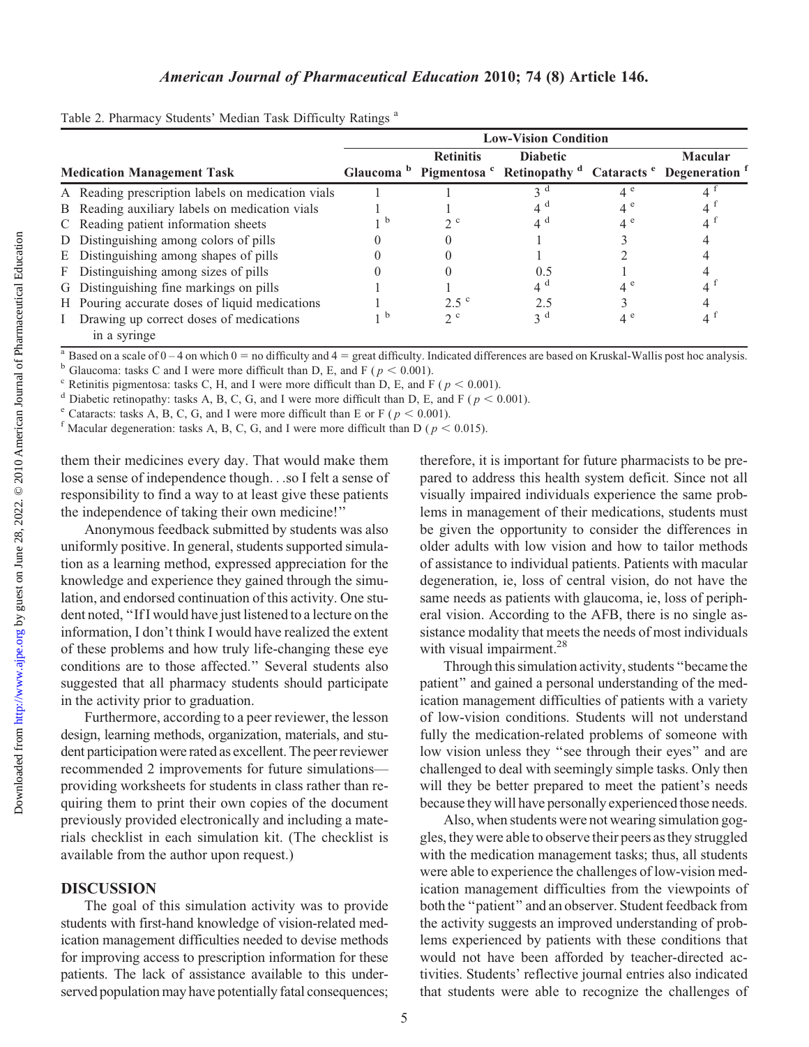Table 2. Pharmacy Students' Median Task Difficulty Ratings [a]

| Medication Management Task | Low-Vision Condition | | | | |
|---|---|---|---|---|---|
| | Glaucoma [b] | Retinitis Pigmentosa [c] | Diabetic Retinopathy [d] | Cataracts [e] | Macular Degeneration [f] |
| A Reading prescription labels on medication vials | 1 | 1 | 3 [d] | 4 [e] | 4 [f] |
| B Reading auxiliary labels on medication vials | 1 | 1 | 4 [d] | 4 [e] | 4 [f] |
| C Reading patient information sheets | 1 [b] | 2 [c] | 4 [d] | 4 [e] | 4 [f] |
| D Distinguishing among colors of pills | 0 | 0 | 1 | 3 | 4 |
| E Distinguishing among shapes of pills | 0 | 0 | 1 | 2 | 4 |
| F Distinguishing among sizes of pills | 0 | 0 | 0.5 | 1 | 4 |
| G Distinguishing fine markings on pills | 1 | 1 | 4 [d] | 4 [e] | 4 [f] |
| H Pouring accurate doses of liquid medications | 1 | 2.5 [c] | 2.5 | 3 | 4 |
| I Drawing up correct doses of medications in a syringe | 1 [b] | 2 [c] | 3 [d] | 4 [e] | 4 [f] |

[a] Based on a scale of 0 – 4 on which 0 = no difficulty and 4 = great difficulty. Indicated differences are based on Kruskal-Wallis post hoc analysis.
[b] Glaucoma: tasks C and I were more difficult than D, E, and F ($p < 0.001$).
[c] Retinitis pigmentosa: tasks C, H, and I were more difficult than D, E, and F ($p < 0.001$).
[d] Diabetic retinopathy: tasks A, B, C, G, and I were more difficult than D, E, and F ($p < 0.001$).
[e] Cataracts: tasks A, B, C, G, and I were more difficult than E or F ($p < 0.001$).
[f] Macular degeneration: tasks A, B, C, G, and I were more difficult than D ($p < 0.015$).

them their medicines every day. That would make them lose a sense of independence though. . .so I felt a sense of responsibility to find a way to at least give these patients the independence of taking their own medicine!"

Anonymous feedback submitted by students was also uniformly positive. In general, students supported simulation as a learning method, expressed appreciation for the knowledge and experience they gained through the simulation, and endorsed continuation of this activity. One student noted, "If I would have just listened to a lecture on the information, I don't think I would have realized the extent of these problems and how truly life-changing these eye conditions are to those affected." Several students also suggested that all pharmacy students should participate in the activity prior to graduation.

Furthermore, according to a peer reviewer, the lesson design, learning methods, organization, materials, and student participation were rated as excellent. The peer reviewer recommended 2 improvements for future simulations—providing worksheets for students in class rather than requiring them to print their own copies of the document previously provided electronically and including a materials checklist in each simulation kit. (The checklist is available from the author upon request.)

## DISCUSSION

The goal of this simulation activity was to provide students with first-hand knowledge of vision-related medication management difficulties needed to devise methods for improving access to prescription information for these patients. The lack of assistance available to this underserved population may have potentially fatal consequences; therefore, it is important for future pharmacists to be prepared to address this health system deficit. Since not all visually impaired individuals experience the same problems in management of their medications, students must be given the opportunity to consider the differences in older adults with low vision and how to tailor methods of assistance to individual patients. Patients with macular degeneration, ie, loss of central vision, do not have the same needs as patients with glaucoma, ie, loss of peripheral vision. According to the AFB, there is no single assistance modality that meets the needs of most individuals with visual impairment.[28]

Through this simulation activity, students "became the patient" and gained a personal understanding of the medication management difficulties of patients with a variety of low-vision conditions. Students will not understand fully the medication-related problems of someone with low vision unless they "see through their eyes" and are challenged to deal with seemingly simple tasks. Only then will they be better prepared to meet the patient's needs because they will have personally experienced those needs.

Also, when students were not wearing simulation goggles, they were able to observe their peers as they struggled with the medication management tasks; thus, all students were able to experience the challenges of low-vision medication management difficulties from the viewpoints of both the "patient" and an observer. Student feedback from the activity suggests an improved understanding of problems experienced by patients with these conditions that would not have been afforded by teacher-directed activities. Students' reflective journal entries also indicated that students were able to recognize the challenges of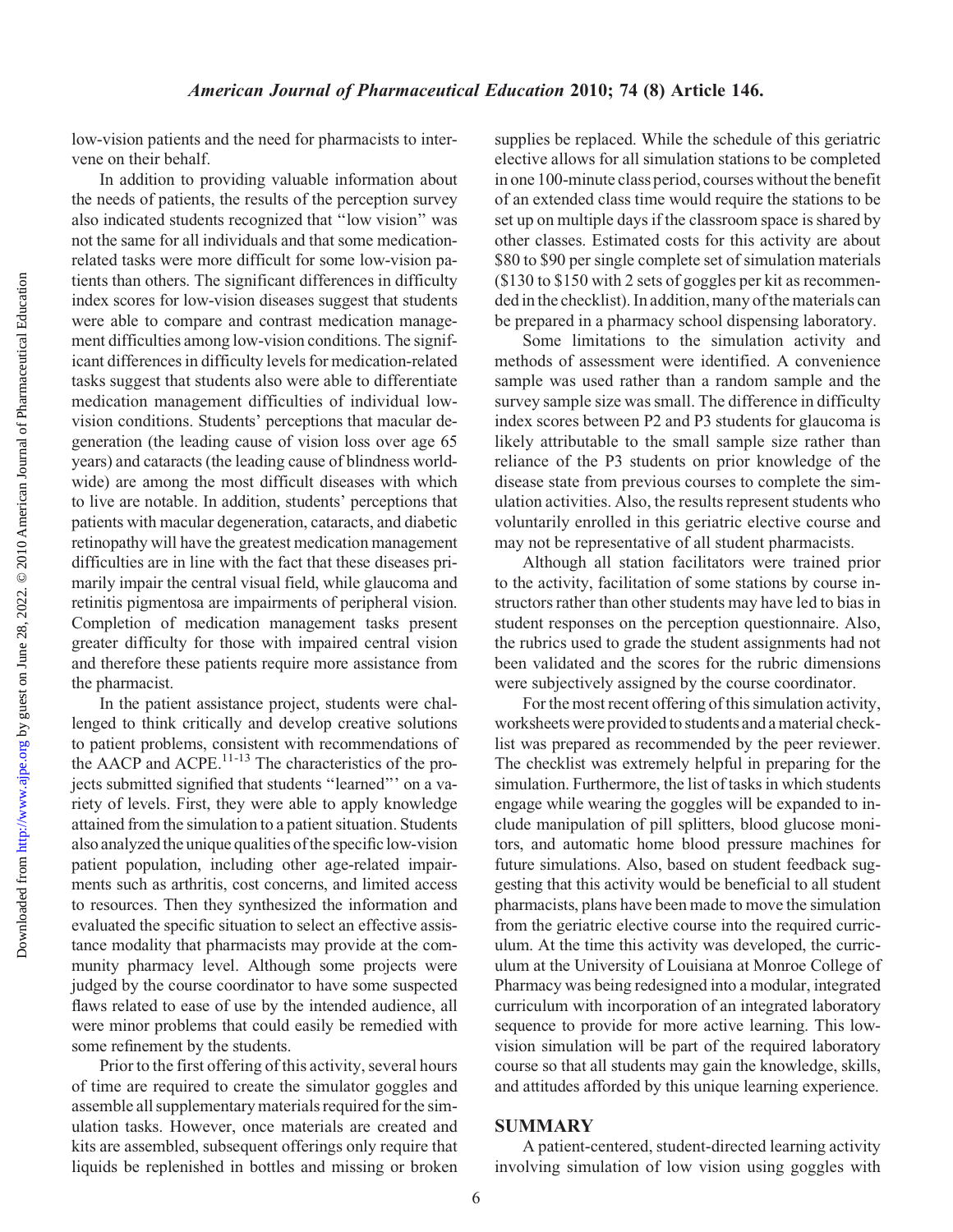low-vision patients and the need for pharmacists to intervene on their behalf.

In addition to providing valuable information about the needs of patients, the results of the perception survey also indicated students recognized that "low vision" was not the same for all individuals and that some medication-related tasks were more difficult for some low-vision patients than others. The significant differences in difficulty index scores for low-vision diseases suggest that students were able to compare and contrast medication management difficulties among low-vision conditions. The significant differences in difficulty levels for medication-related tasks suggest that students also were able to differentiate medication management difficulties of individual low-vision conditions. Students' perceptions that macular degeneration (the leading cause of vision loss over age 65 years) and cataracts (the leading cause of blindness worldwide) are among the most difficult diseases with which to live are notable. In addition, students' perceptions that patients with macular degeneration, cataracts, and diabetic retinopathy will have the greatest medication management difficulties are in line with the fact that these diseases primarily impair the central visual field, while glaucoma and retinitis pigmentosa are impairments of peripheral vision. Completion of medication management tasks present greater difficulty for those with impaired central vision and therefore these patients require more assistance from the pharmacist.

In the patient assistance project, students were challenged to think critically and develop creative solutions to patient problems, consistent with recommendations of the AACP and ACPE.[11-13] The characteristics of the projects submitted signified that students "learned"' on a variety of levels. First, they were able to apply knowledge attained from the simulation to a patient situation. Students also analyzed the unique qualities of the specific low-vision patient population, including other age-related impairments such as arthritis, cost concerns, and limited access to resources. Then they synthesized the information and evaluated the specific situation to select an effective assistance modality that pharmacists may provide at the community pharmacy level. Although some projects were judged by the course coordinator to have some suspected flaws related to ease of use by the intended audience, all were minor problems that could easily be remedied with some refinement by the students.

Prior to the first offering of this activity, several hours of time are required to create the simulator goggles and assemble all supplementary materials required for the simulation tasks. However, once materials are created and kits are assembled, subsequent offerings only require that liquids be replenished in bottles and missing or broken supplies be replaced. While the schedule of this geriatric elective allows for all simulation stations to be completed in one 100-minute class period, courses without the benefit of an extended class time would require the stations to be set up on multiple days if the classroom space is shared by other classes. Estimated costs for this activity are about $80 to $90 per single complete set of simulation materials ($130 to $150 with 2 sets of goggles per kit as recommended in the checklist). In addition, many of the materials can be prepared in a pharmacy school dispensing laboratory.

Some limitations to the simulation activity and methods of assessment were identified. A convenience sample was used rather than a random sample and the survey sample size was small. The difference in difficulty index scores between P2 and P3 students for glaucoma is likely attributable to the small sample size rather than reliance of the P3 students on prior knowledge of the disease state from previous courses to complete the simulation activities. Also, the results represent students who voluntarily enrolled in this geriatric elective course and may not be representative of all student pharmacists.

Although all station facilitators were trained prior to the activity, facilitation of some stations by course instructors rather than other students may have led to bias in student responses on the perception questionnaire. Also, the rubrics used to grade the student assignments had not been validated and the scores for the rubric dimensions were subjectively assigned by the course coordinator.

For the most recent offering of this simulation activity, worksheets were provided to students and a material checklist was prepared as recommended by the peer reviewer. The checklist was extremely helpful in preparing for the simulation. Furthermore, the list of tasks in which students engage while wearing the goggles will be expanded to include manipulation of pill splitters, blood glucose monitors, and automatic home blood pressure machines for future simulations. Also, based on student feedback suggesting that this activity would be beneficial to all student pharmacists, plans have been made to move the simulation from the geriatric elective course into the required curriculum. At the time this activity was developed, the curriculum at the University of Louisiana at Monroe College of Pharmacy was being redesigned into a modular, integrated curriculum with incorporation of an integrated laboratory sequence to provide for more active learning. This low-vision simulation will be part of the required laboratory course so that all students may gain the knowledge, skills, and attitudes afforded by this unique learning experience.

## SUMMARY

A patient-centered, student-directed learning activity involving simulation of low vision using goggles with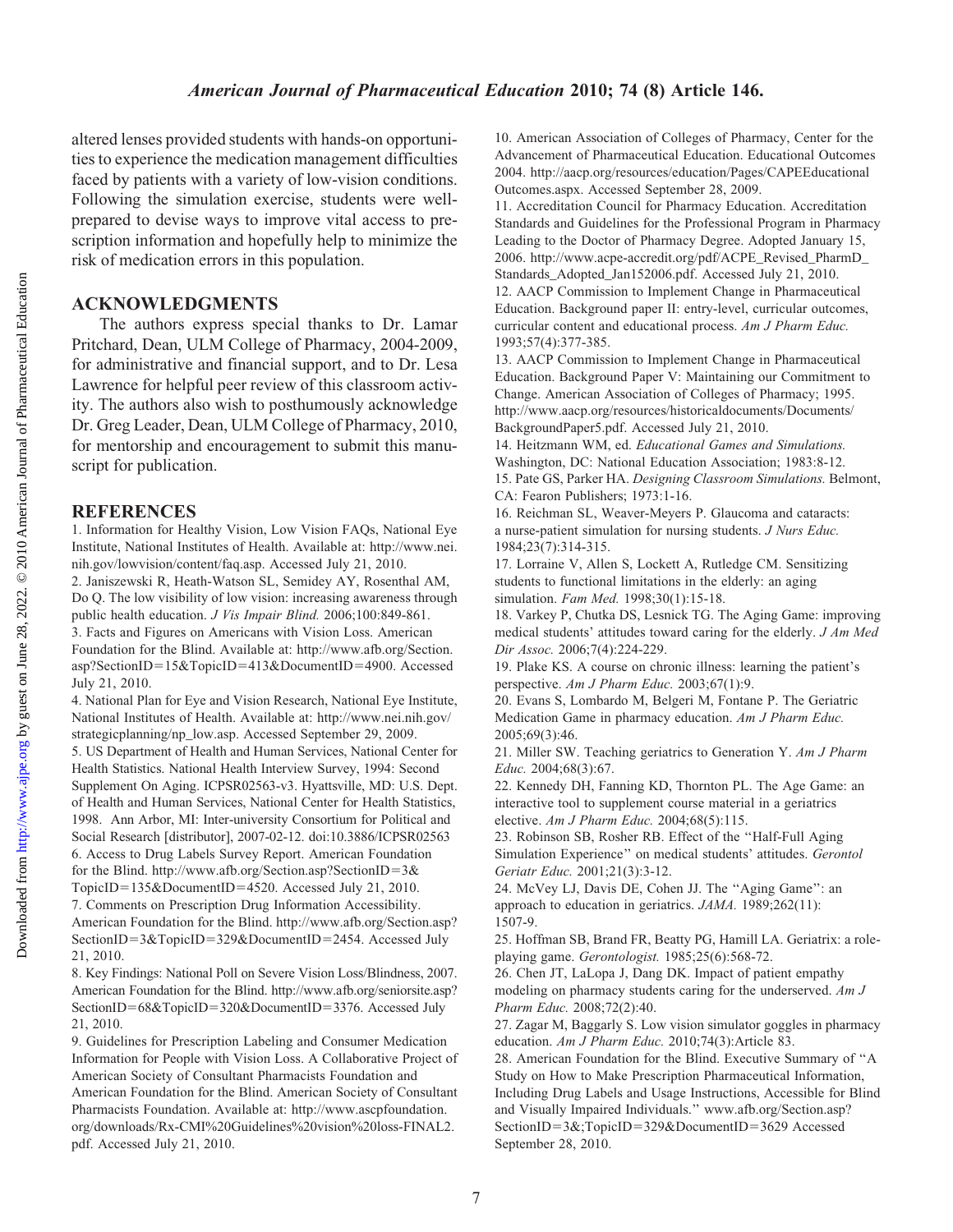altered lenses provided students with hands-on opportunities to experience the medication management difficulties faced by patients with a variety of low-vision conditions. Following the simulation exercise, students were well-prepared to devise ways to improve vital access to prescription information and hopefully help to minimize the risk of medication errors in this population.

## ACKNOWLEDGMENTS

The authors express special thanks to Dr. Lamar Pritchard, Dean, ULM College of Pharmacy, 2004-2009, for administrative and financial support, and to Dr. Lesa Lawrence for helpful peer review of this classroom activity. The authors also wish to posthumously acknowledge Dr. Greg Leader, Dean, ULM College of Pharmacy, 2010, for mentorship and encouragement to submit this manuscript for publication.

## REFERENCES

1. Information for Healthy Vision, Low Vision FAQs, National Eye Institute, National Institutes of Health. Available at: http://www.nei.nih.gov/lowvision/content/faq.asp. Accessed July 21, 2010.
2. Janiszewski R, Heath-Watson SL, Semidey AY, Rosenthal AM, Do Q. The low visibility of low vision: increasing awareness through public health education. *J Vis Impair Blind.* 2006;100:849-861.
3. Facts and Figures on Americans with Vision Loss. American Foundation for the Blind. Available at: http://www.afb.org/Section.asp?SectionID=15&TopicID=413&DocumentID=4900. Accessed July 21, 2010.
4. National Plan for Eye and Vision Research, National Eye Institute, National Institutes of Health. Available at: http://www.nei.nih.gov/strategicplanning/np_low.asp. Accessed September 29, 2009.
5. US Department of Health and Human Services, National Center for Health Statistics. National Health Interview Survey, 1994: Second Supplement On Aging. ICPSR02563-v3. Hyattsville, MD: U.S. Dept. of Health and Human Services, National Center for Health Statistics, 1998. Ann Arbor, MI: Inter-university Consortium for Political and Social Research [distributor], 2007-02-12. doi:10.3886/ICPSR02563
6. Access to Drug Labels Survey Report. American Foundation for the Blind. http://www.afb.org/Section.asp?SectionID=3&TopicID=135&DocumentID=4520. Accessed July 21, 2010.
7. Comments on Prescription Drug Information Accessibility. American Foundation for the Blind. http://www.afb.org/Section.asp?SectionID=3&TopicID=329&DocumentID=2454. Accessed July 21, 2010.
8. Key Findings: National Poll on Severe Vision Loss/Blindness, 2007. American Foundation for the Blind. http://www.afb.org/seniorsite.asp?SectionID=68&TopicID=320&DocumentID=3376. Accessed July 21, 2010.
9. Guidelines for Prescription Labeling and Consumer Medication Information for People with Vision Loss. A Collaborative Project of American Society of Consultant Pharmacists Foundation and American Foundation for the Blind. American Society of Consultant Pharmacists Foundation. Available at: http://www.ascpfoundation.org/downloads/Rx-CMI%20Guidelines%20vision%20loss-FINAL2.pdf. Accessed July 21, 2010.
10. American Association of Colleges of Pharmacy, Center for the Advancement of Pharmaceutical Education. Educational Outcomes 2004. http://aacp.org/resources/education/Pages/CAPEEducationalOutcomes.aspx. Accessed September 28, 2009.
11. Accreditation Council for Pharmacy Education. Accreditation Standards and Guidelines for the Professional Program in Pharmacy Leading to the Doctor of Pharmacy Degree. Adopted January 15, 2006. http://www.acpe-accredit.org/pdf/ACPE_Revised_PharmD_Standards_Adopted_Jan152006.pdf. Accessed July 21, 2010.
12. AACP Commission to Implement Change in Pharmaceutical Education. Background paper II: entry-level, curricular outcomes, curricular content and educational process. *Am J Pharm Educ.* 1993;57(4):377-385.
13. AACP Commission to Implement Change in Pharmaceutical Education. Background Paper V: Maintaining our Commitment to Change. American Association of Colleges of Pharmacy; 1995. http://www.aacp.org/resources/historicaldocuments/Documents/BackgroundPaper5.pdf. Accessed July 21, 2010.
14. Heitzmann WM, ed. *Educational Games and Simulations.* Washington, DC: National Education Association; 1983:8-12.
15. Pate GS, Parker HA. *Designing Classroom Simulations.* Belmont, CA: Fearon Publishers; 1973:1-16.
16. Reichman SL, Weaver-Meyers P. Glaucoma and cataracts: a nurse-patient simulation for nursing students. *J Nurs Educ.* 1984;23(7):314-315.
17. Lorraine V, Allen S, Lockett A, Rutledge CM. Sensitizing students to functional limitations in the elderly: an aging simulation. *Fam Med.* 1998;30(1):15-18.
18. Varkey P, Chutka DS, Lesnick TG. The Aging Game: improving medical students' attitudes toward caring for the elderly. *J Am Med Dir Assoc.* 2006;7(4):224-229.
19. Plake KS. A course on chronic illness: learning the patient's perspective. *Am J Pharm Educ.* 2003;67(1):9.
20. Evans S, Lombardo M, Belgeri M, Fontane P. The Geriatric Medication Game in pharmacy education. *Am J Pharm Educ.* 2005;69(3):46.
21. Miller SW. Teaching geriatrics to Generation Y. *Am J Pharm Educ.* 2004;68(3):67.
22. Kennedy DH, Fanning KD, Thornton PL. The Age Game: an interactive tool to supplement course material in a geriatrics elective. *Am J Pharm Educ.* 2004;68(5):115.
23. Robinson SB, Rosher RB. Effect of the "Half-Full Aging Simulation Experience" on medical students' attitudes. *Gerontol Geriatr Educ.* 2001;21(3):3-12.
24. McVey LJ, Davis DE, Cohen JJ. The "Aging Game": an approach to education in geriatrics. *JAMA.* 1989;262(11):1507-9.
25. Hoffman SB, Brand FR, Beatty PG, Hamill LA. Geriatrix: a role-playing game. *Gerontologist.* 1985;25(6):568-72.
26. Chen JT, LaLopa J, Dang DK. Impact of patient empathy modeling on pharmacy students caring for the underserved. *Am J Pharm Educ.* 2008;72(2):40.
27. Zagar M, Baggarly S. Low vision simulator goggles in pharmacy education. *Am J Pharm Educ.* 2010;74(3):Article 83.
28. American Foundation for the Blind. Executive Summary of "A Study on How to Make Prescription Pharmaceutical Information, Including Drug Labels and Usage Instructions, Accessible for Blind and Visually Impaired Individuals." www.afb.org/Section.asp?SectionID=3&;TopicID=329&DocumentID=3629 Accessed September 28, 2010.